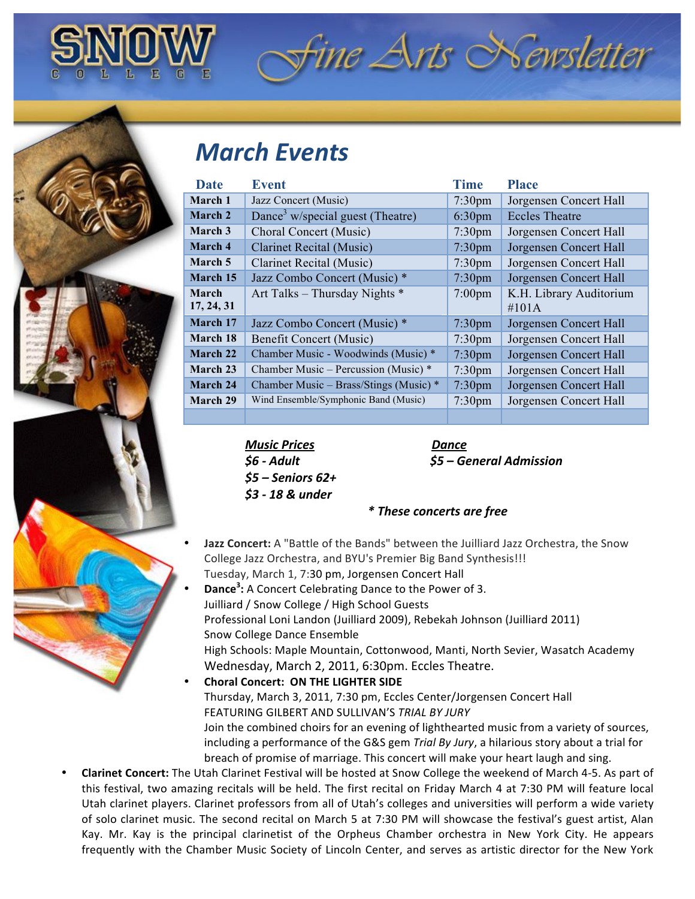# SNOW COLLEGE Fine Arts Newsletter

## March Events

| Date | Event | Time | Place |
|---|---|---|---|
| March 1 | Jazz Concert (Music) | 7:30pm | Jorgensen Concert Hall |
| March 2 | Dance$^3$ w/special guest (Theatre) | 6:30pm | Eccles Theatre |
| March 3 | Choral Concert (Music) | 7:30pm | Jorgensen Concert Hall |
| March 4 | Clarinet Recital (Music) | 7:30pm | Jorgensen Concert Hall |
| March 5 | Clarinet Recital (Music) | 7:30pm | Jorgensen Concert Hall |
| March 15 | Jazz Combo Concert (Music) * | 7:30pm | Jorgensen Concert Hall |
| March 17, 24, 31 | Art Talks – Thursday Nights * | 7:00pm | K.H. Library Auditorium #101A |
| March 17 | Jazz Combo Concert (Music) * | 7:30pm | Jorgensen Concert Hall |
| March 18 | Benefit Concert (Music) | 7:30pm | Jorgensen Concert Hall |
| March 22 | Chamber Music - Woodwinds (Music) * | 7:30pm | Jorgensen Concert Hall |
| March 23 | Chamber Music – Percussion (Music) * | 7:30pm | Jorgensen Concert Hall |
| March 24 | Chamber Music – Brass/Stings (Music) * | 7:30pm | Jorgensen Concert Hall |
| March 29 | Wind Ensemble/Symphonic Band (Music) | 7:30pm | Jorgensen Concert Hall |
| | | | |

***Music Prices***
*$6 - Adult*
*$5 – Seniors 62+*
*$3 - 18 & under*

***Dance***
*$5 – General Admission*

*\* These concerts are free*

- **Jazz Concert:** A "Battle of the Bands" between the Juilliard Jazz Orchestra, the Snow College Jazz Orchestra, and BYU's Premier Big Band Synthesis!!!
  Tuesday, March 1, 7:30 pm, Jorgensen Concert Hall
- **Dance$^3$:** A Concert Celebrating Dance to the Power of 3.
  Juilliard / Snow College / High School Guests
  Professional Loni Landon (Juilliard 2009), Rebekah Johnson (Juilliard 2011)
  Snow College Dance Ensemble
  High Schools: Maple Mountain, Cottonwood, Manti, North Sevier, Wasatch Academy
  Wednesday, March 2, 2011, 6:30pm. Eccles Theatre.
- **Choral Concert: ON THE LIGHTER SIDE**
  Thursday, March 3, 2011, 7:30 pm, Eccles Center/Jorgensen Concert Hall
  FEATURING GILBERT AND SULLIVAN'S *TRIAL BY JURY*
  Join the combined choirs for an evening of lighthearted music from a variety of sources, including a performance of the G&S gem *Trial By Jury*, a hilarious story about a trial for breach of promise of marriage. This concert will make your heart laugh and sing.
- **Clarinet Concert:** The Utah Clarinet Festival will be hosted at Snow College the weekend of March 4-5. As part of this festival, two amazing recitals will be held. The first recital on Friday March 4 at 7:30 PM will feature local Utah clarinet players. Clarinet professors from all of Utah's colleges and universities will perform a wide variety of solo clarinet music. The second recital on March 5 at 7:30 PM will showcase the festival's guest artist, Alan Kay. Mr. Kay is the principal clarinetist of the Orpheus Chamber orchestra in New York City. He appears frequently with the Chamber Music Society of Lincoln Center, and serves as artistic director for the New York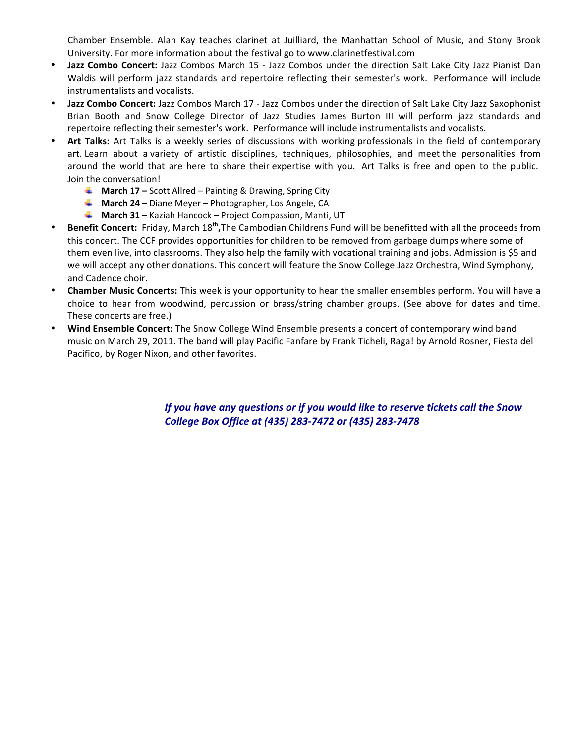Chamber Ensemble. Alan Kay teaches clarinet at Juilliard, the Manhattan School of Music, and Stony Brook University. For more information about the festival go to www.clarinetfestival.com

- **Jazz Combo Concert:** Jazz Combos March 15 - Jazz Combos under the direction Salt Lake City Jazz Pianist Dan Waldis will perform jazz standards and repertoire reflecting their semester's work. Performance will include instrumentalists and vocalists.
- **Jazz Combo Concert:** Jazz Combos March 17 - Jazz Combos under the direction of Salt Lake City Jazz Saxophonist Brian Booth and Snow College Director of Jazz Studies James Burton III will perform jazz standards and repertoire reflecting their semester's work. Performance will include instrumentalists and vocalists.
- **Art Talks:** Art Talks is a weekly series of discussions with working professionals in the field of contemporary art. Learn about a variety of artistic disciplines, techniques, philosophies, and meet the personalities from around the world that are here to share their expertise with you. Art Talks is free and open to the public. Join the conversation!
  - **March 17 –** Scott Allred – Painting & Drawing, Spring City
  - **March 24 –** Diane Meyer – Photographer, Los Angele, CA
  - **March 31 –** Kaziah Hancock – Project Compassion, Manti, UT
- **Benefit Concert:** Friday, March 18th**,**The Cambodian Childrens Fund will be benefitted with all the proceeds from this concert. The CCF provides opportunities for children to be removed from garbage dumps where some of them even live, into classrooms. They also help the family with vocational training and jobs. Admission is $5 and we will accept any other donations. This concert will feature the Snow College Jazz Orchestra, Wind Symphony, and Cadence choir.
- **Chamber Music Concerts:** This week is your opportunity to hear the smaller ensembles perform. You will have a choice to hear from woodwind, percussion or brass/string chamber groups. (See above for dates and time. These concerts are free.)
- **Wind Ensemble Concert:** The Snow College Wind Ensemble presents a concert of contemporary wind band music on March 29, 2011. The band will play Pacific Fanfare by Frank Ticheli, Raga! by Arnold Rosner, Fiesta del Pacifico, by Roger Nixon, and other favorites.

***If you have any questions or if you would like to reserve tickets call the Snow College Box Office at (435) 283-7472 or (435) 283-7478***